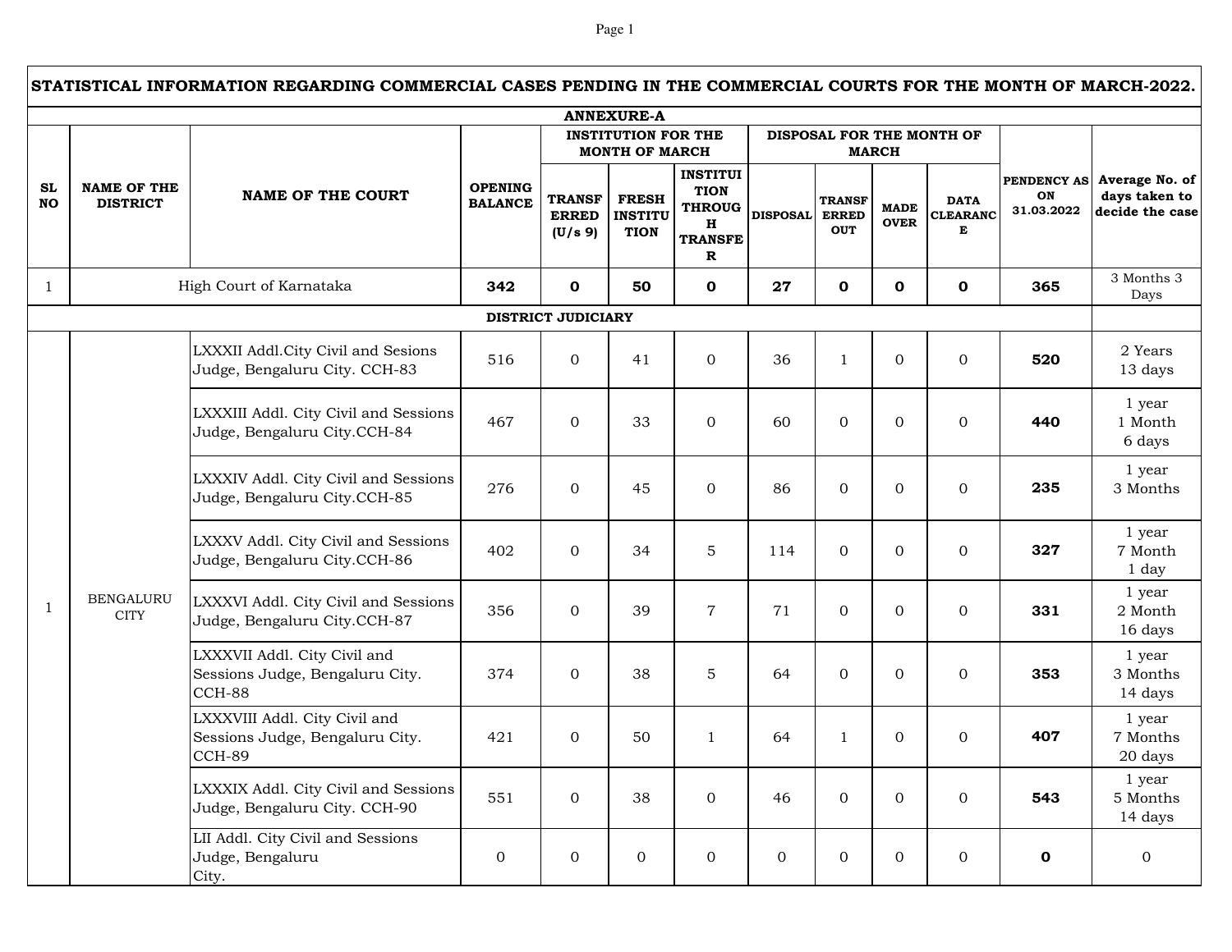# STATISTICAL INFORMATION REGARDING COMMERCIAL CASES PENDING IN THE COMMERCIAL COURTS FOR THE MONTH OF MARCH-2022.

## ANNEXURE-A

| SL NO | NAME OF THE DISTRICT | NAME OF THE COURT | OPENING BALANCE | INSTITUTION FOR THE MONTH OF MARCH | | | DISPOSAL FOR THE MONTH OF MARCH | | | | PENDENCY AS ON 31.03.2022 | Average No. of days taken to decide the case |
|---|---|---|---|---|---|---|---|---|---|---|---|---|
| | | | | TRANSFERRED (U/s 9) | FRESH INSTITUTION | INSTITUITION THROUGH TRANSFER | DISPOSAL | TRANSFERRED OUT | MADE OVER | DATA CLEARANCE | | |
| 1 | High Court of Karnataka | | **342** | **0** | **50** | **0** | **27** | **0** | **0** | **0** | **365** | 3 Months 3 Days |
| | | **DISTRICT JUDICIARY** | | | | | | | | | | |
| 1 | BENGALURU CITY | LXXXII Addl.City Civil and Sesions Judge, Bengaluru City. CCH-83 | 516 | 0 | 41 | 0 | 36 | 1 | 0 | 0 | **520** | 2 Years 13 days |
| | | LXXXIII Addl. City Civil and Sessions Judge, Bengaluru City.CCH-84 | 467 | 0 | 33 | 0 | 60 | 0 | 0 | 0 | **440** | 1 year 1 Month 6 days |
| | | LXXXIV Addl. City Civil and Sessions Judge, Bengaluru City.CCH-85 | 276 | 0 | 45 | 0 | 86 | 0 | 0 | 0 | **235** | 1 year 3 Months |
| | | LXXXV Addl. City Civil and Sessions Judge, Bengaluru City.CCH-86 | 402 | 0 | 34 | 5 | 114 | 0 | 0 | 0 | **327** | 1 year 7 Month 1 day |
| | | LXXXVI Addl. City Civil and Sessions Judge, Bengaluru City.CCH-87 | 356 | 0 | 39 | 7 | 71 | 0 | 0 | 0 | **331** | 1 year 2 Month 16 days |
| | | LXXXVII Addl. City Civil and Sessions Judge, Bengaluru City. CCH-88 | 374 | 0 | 38 | 5 | 64 | 0 | 0 | 0 | **353** | 1 year 3 Months 14 days |
| | | LXXXVIII Addl. City Civil and Sessions Judge, Bengaluru City. CCH-89 | 421 | 0 | 50 | 1 | 64 | 1 | 0 | 0 | **407** | 1 year 7 Months 20 days |
| | | LXXXIX Addl. City Civil and Sessions Judge, Bengaluru City. CCH-90 | 551 | 0 | 38 | 0 | 46 | 0 | 0 | 0 | **543** | 1 year 5 Months 14 days |
| | | LII Addl. City Civil and Sessions Judge, Bengaluru City. | 0 | 0 | 0 | 0 | 0 | 0 | 0 | 0 | **0** | 0 |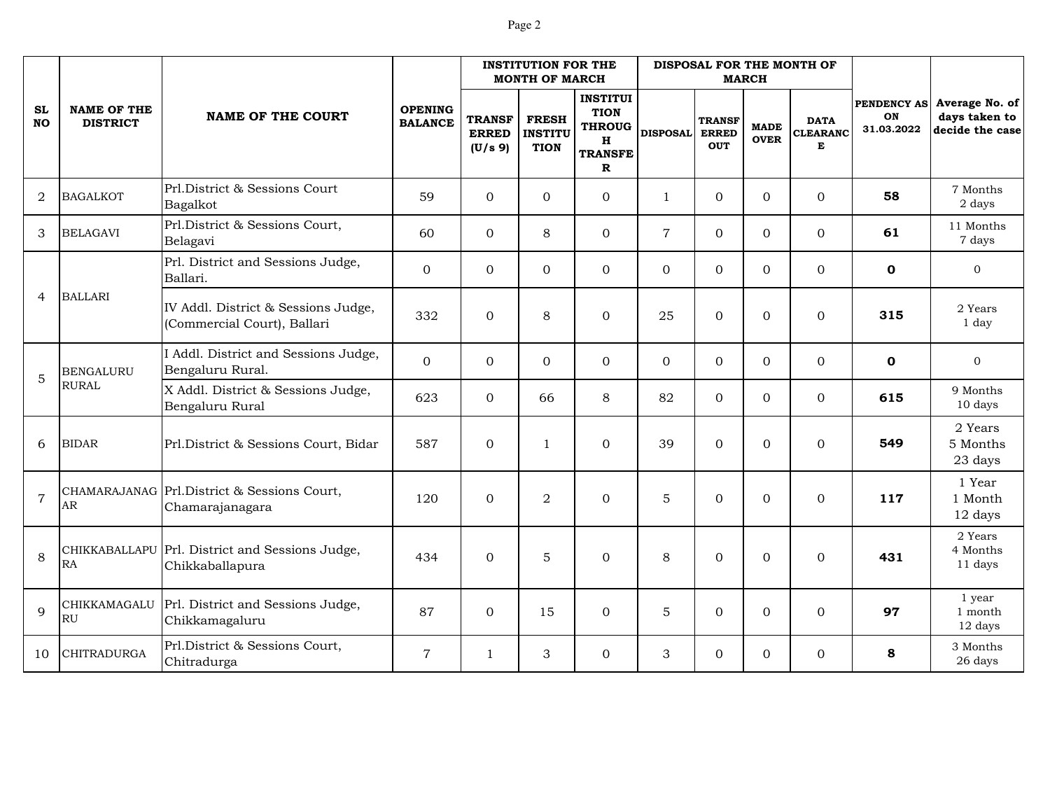| SL NO | NAME OF THE DISTRICT | NAME OF THE COURT | OPENING BALANCE | INSTITUTION FOR THE MONTH OF MARCH | | | DISPOSAL FOR THE MONTH OF MARCH | | | | PENDENCY AS ON 31.03.2022 | Average No. of days taken to decide the case |
|---|---|---|---|---|---|---|---|---|---|---|---|---|
| | | | | TRANSFERRED (U/s 9) | FRESH INSTITUTION | INSTITUTION THROUGH TRANSFER | DISPOSAL | TRANSFERRED OUT | MADE OVER | DATA CLEARANCE | | |
| 2 | BAGALKOT | Prl.District & Sessions Court Bagalkot | 59 | 0 | 0 | 0 | 1 | 0 | 0 | 0 | **58** | 7 Months 2 days |
| 3 | BELAGAVI | Prl.District & Sessions Court, Belagavi | 60 | 0 | 8 | 0 | 7 | 0 | 0 | 0 | **61** | 11 Months 7 days |
| 4 | BALLARI | Prl. District and Sessions Judge, Ballari. | 0 | 0 | 0 | 0 | 0 | 0 | 0 | 0 | **0** | 0 |
| | | IV Addl. District & Sessions Judge, (Commercial Court), Ballari | 332 | 0 | 8 | 0 | 25 | 0 | 0 | 0 | **315** | 2 Years 1 day |
| 5 | BENGALURU RURAL | I Addl. District and Sessions Judge, Bengaluru Rural. | 0 | 0 | 0 | 0 | 0 | 0 | 0 | 0 | **0** | 0 |
| | | X Addl. District & Sessions Judge, Bengaluru Rural | 623 | 0 | 66 | 8 | 82 | 0 | 0 | 0 | **615** | 9 Months 10 days |
| 6 | BIDAR | Prl.District & Sessions Court, Bidar | 587 | 0 | 1 | 0 | 39 | 0 | 0 | 0 | **549** | 2 Years 5 Months 23 days |
| 7 | CHAMARAJANAGAR | Prl.District & Sessions Court, Chamarajanagara | 120 | 0 | 2 | 0 | 5 | 0 | 0 | 0 | **117** | 1 Year 1 Month 12 days |
| 8 | CHIKKABALLAPURA | Prl. District and Sessions Judge, Chikkaballapura | 434 | 0 | 5 | 0 | 8 | 0 | 0 | 0 | **431** | 2 Years 4 Months 11 days |
| 9 | CHIKKAMAGALURU | Prl. District and Sessions Judge, Chikkamagaluru | 87 | 0 | 15 | 0 | 5 | 0 | 0 | 0 | **97** | 1 year 1 month 12 days |
| 10 | CHITRADURGA | Prl.District & Sessions Court, Chitradurga | 7 | 1 | 3 | 0 | 3 | 0 | 0 | 0 | **8** | 3 Months 26 days |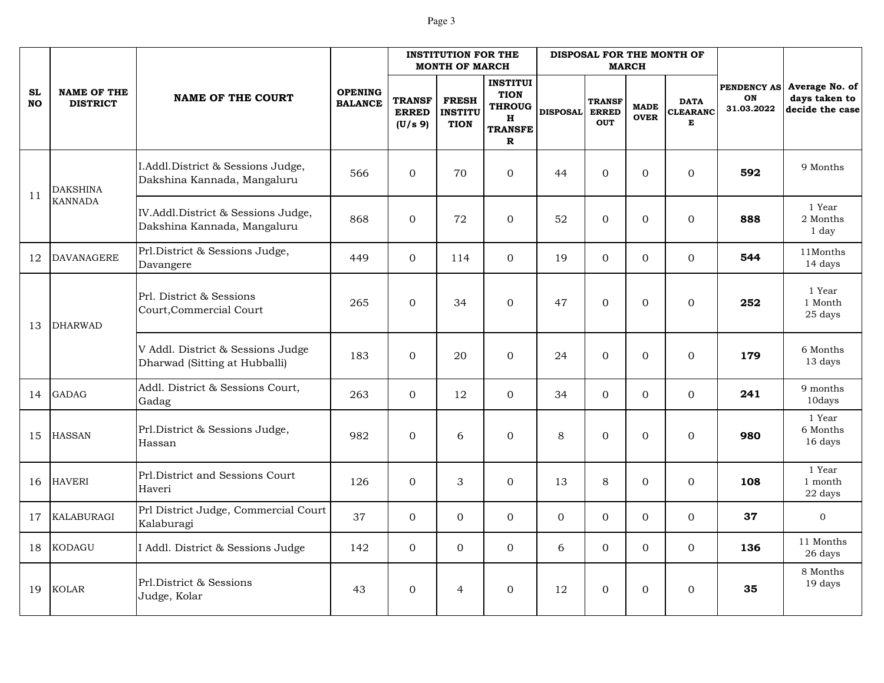| SL NO | NAME OF THE DISTRICT | NAME OF THE COURT | OPENING BALANCE | INSTITUTION FOR THE MONTH OF MARCH | | | DISPOSAL FOR THE MONTH OF MARCH | | | | PENDENCY AS ON 31.03.2022 | Average No. of days taken to decide the case |
|---|---|---|---|---|---|---|---|---|---|---|---|---|
| | | | | TRANSFERRED (U/s 9) | FRESH INSTITUTION | INSTITUTION THROUGH TRANSFER | DISPOSAL | TRANSFERRED OUT | MADE OVER | DATA CLEARANCE | | |
| 11 | DAKSHINA KANNADA | I.Addl.District & Sessions Judge, Dakshina Kannada, Mangaluru | 566 | 0 | 70 | 0 | 44 | 0 | 0 | 0 | **592** | 9 Months |
| | | IV.Addl.District & Sessions Judge, Dakshina Kannada, Mangaluru | 868 | 0 | 72 | 0 | 52 | 0 | 0 | 0 | **888** | 1 Year 2 Months 1 day |
| 12 | DAVANAGERE | Prl.District & Sessions Judge, Davangere | 449 | 0 | 114 | 0 | 19 | 0 | 0 | 0 | **544** | 11Months 14 days |
| 13 | DHARWAD | Prl. District & Sessions Court,Commercial Court | 265 | 0 | 34 | 0 | 47 | 0 | 0 | 0 | **252** | 1 Year 1 Month 25 days |
| | | V Addl. District & Sessions Judge Dharwad (Sitting at Hubballi) | 183 | 0 | 20 | 0 | 24 | 0 | 0 | 0 | **179** | 6 Months 13 days |
| 14 | GADAG | Addl. District & Sessions Court, Gadag | 263 | 0 | 12 | 0 | 34 | 0 | 0 | 0 | **241** | 9 months 10days |
| 15 | HASSAN | Prl.District & Sessions Judge, Hassan | 982 | 0 | 6 | 0 | 8 | 0 | 0 | 0 | **980** | 1 Year 6 Months 16 days |
| 16 | HAVERI | Prl.District and Sessions Court Haveri | 126 | 0 | 3 | 0 | 13 | 8 | 0 | 0 | **108** | 1 Year 1 month 22 days |
| 17 | KALABURAGI | Prl District Judge, Commercial Court Kalaburagi | 37 | 0 | 0 | 0 | 0 | 0 | 0 | 0 | **37** | 0 |
| 18 | KODAGU | I Addl. District & Sessions Judge | 142 | 0 | 0 | 0 | 6 | 0 | 0 | 0 | **136** | 11 Months 26 days |
| 19 | KOLAR | Prl.District & Sessions Judge, Kolar | 43 | 0 | 4 | 0 | 12 | 0 | 0 | 0 | **35** | 8 Months 19 days |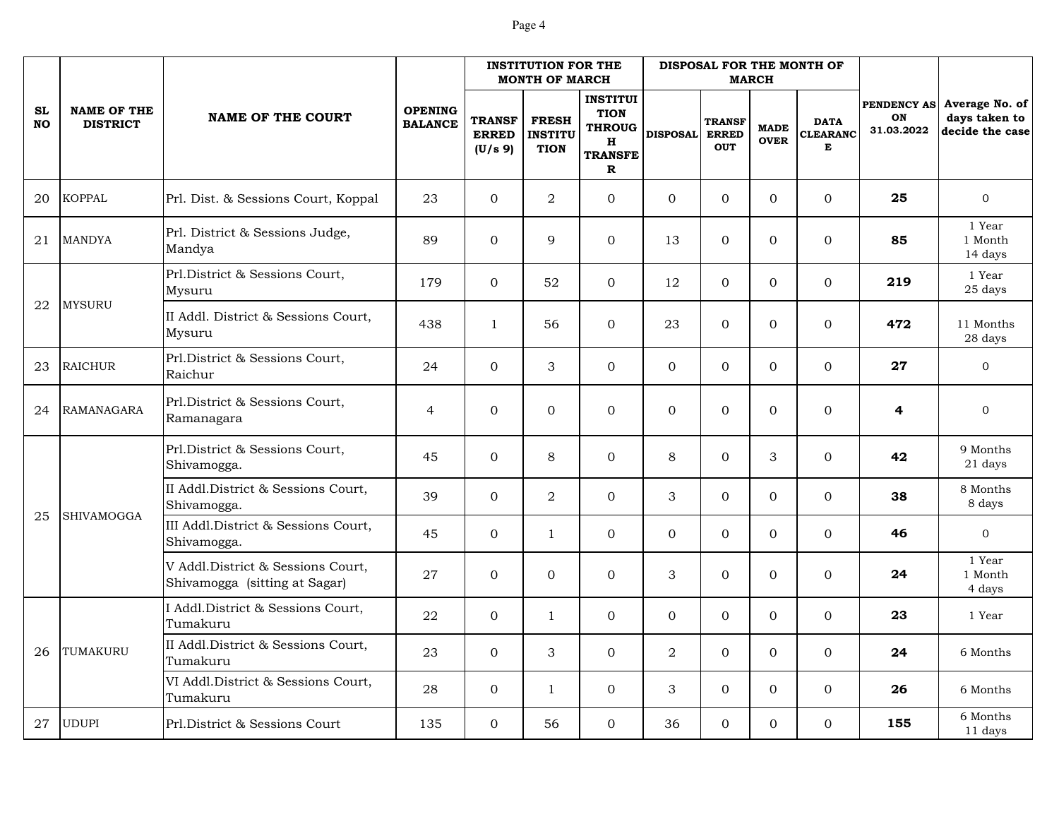| SL NO | NAME OF THE DISTRICT | NAME OF THE COURT | OPENING BALANCE | INSTITUTION FOR THE MONTH OF MARCH | | | DISPOSAL FOR THE MONTH OF MARCH | | | | PENDENCY AS ON 31.03.2022 | Average No. of days taken to decide the case |
|---|---|---|---|---|---|---|---|---|---|---|---|---|
| | | | | TRANSFERRED (U/s 9) | FRESH INSTITUTION | INSTITUTION THROUGH TRANSFER | DISPOSAL | TRANSFERRED OUT | MADE OVER | DATA CLEARANCE | | |
| 20 | KOPPAL | Prl. Dist. & Sessions Court, Koppal | 23 | 0 | 2 | 0 | 0 | 0 | 0 | 0 | **25** | 0 |
| 21 | MANDYA | Prl. District & Sessions Judge, Mandya | 89 | 0 | 9 | 0 | 13 | 0 | 0 | 0 | **85** | 1 Year 1 Month 14 days |
| 22 | MYSURU | Prl.District & Sessions Court, Mysuru | 179 | 0 | 52 | 0 | 12 | 0 | 0 | 0 | **219** | 1 Year 25 days |
| | | II Addl. District & Sessions Court, Mysuru | 438 | 1 | 56 | 0 | 23 | 0 | 0 | 0 | **472** | 11 Months 28 days |
| 23 | RAICHUR | Prl.District & Sessions Court, Raichur | 24 | 0 | 3 | 0 | 0 | 0 | 0 | 0 | **27** | 0 |
| 24 | RAMANAGARA | Prl.District & Sessions Court, Ramanagara | 4 | 0 | 0 | 0 | 0 | 0 | 0 | 0 | **4** | 0 |
| 25 | SHIVAMOGGA | Prl.District & Sessions Court, Shivamogga. | 45 | 0 | 8 | 0 | 8 | 0 | 3 | 0 | **42** | 9 Months 21 days |
| | | II Addl.District & Sessions Court, Shivamogga. | 39 | 0 | 2 | 0 | 3 | 0 | 0 | 0 | **38** | 8 Months 8 days |
| | | III Addl.District & Sessions Court, Shivamogga. | 45 | 0 | 1 | 0 | 0 | 0 | 0 | 0 | **46** | 0 |
| | | V Addl.District & Sessions Court, Shivamogga (sitting at Sagar) | 27 | 0 | 0 | 0 | 3 | 0 | 0 | 0 | **24** | 1 Year 1 Month 4 days |
| 26 | TUMAKURU | I Addl.District & Sessions Court, Tumakuru | 22 | 0 | 1 | 0 | 0 | 0 | 0 | 0 | **23** | 1 Year |
| | | II Addl.District & Sessions Court, Tumakuru | 23 | 0 | 3 | 0 | 2 | 0 | 0 | 0 | **24** | 6 Months |
| | | VI Addl.District & Sessions Court, Tumakuru | 28 | 0 | 1 | 0 | 3 | 0 | 0 | 0 | **26** | 6 Months |
| 27 | UDUPI | Prl.District & Sessions Court | 135 | 0 | 56 | 0 | 36 | 0 | 0 | 0 | **155** | 6 Months 11 days |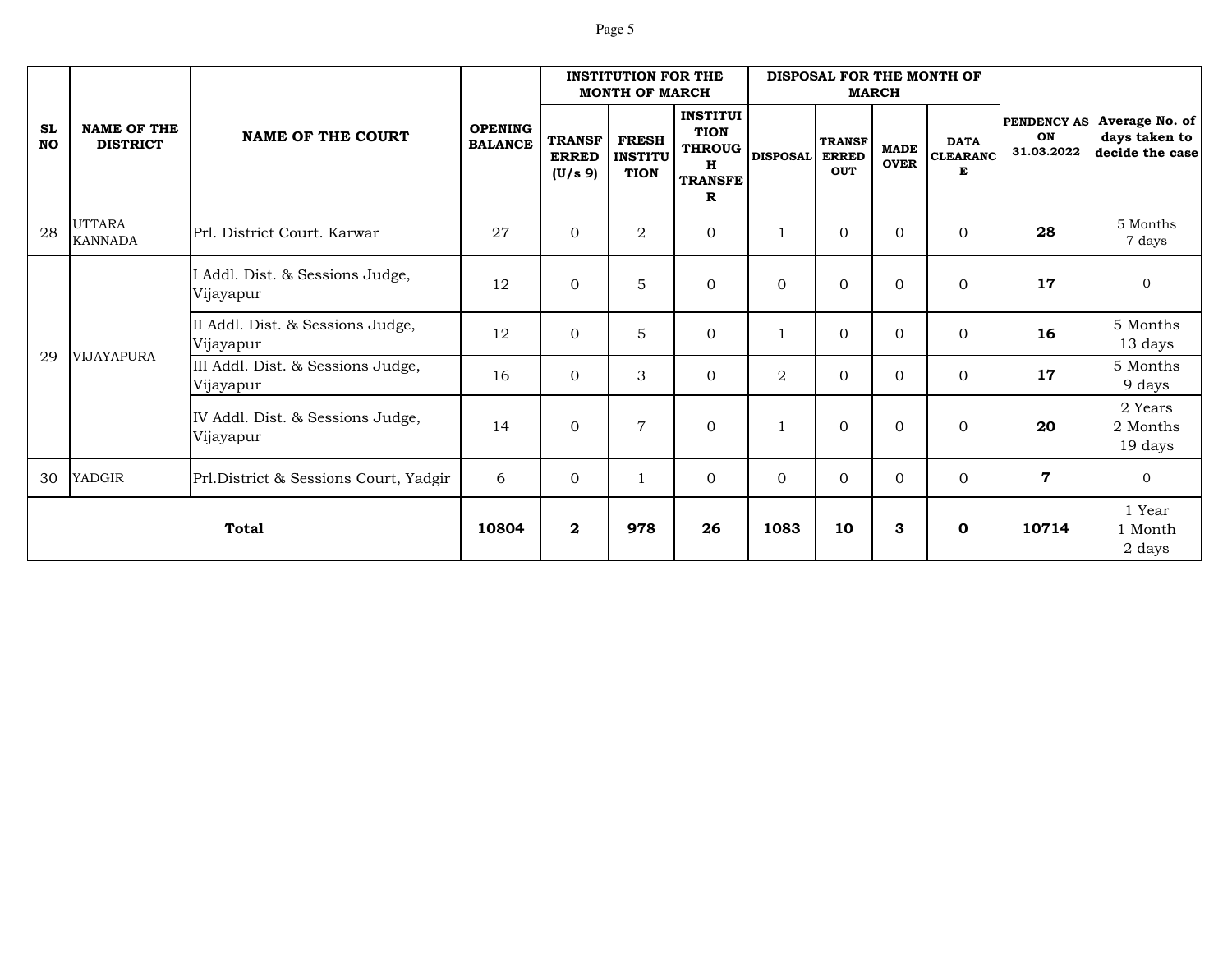| SL NO | NAME OF THE DISTRICT | NAME OF THE COURT | OPENING BALANCE | INSTITUTION FOR THE MONTH OF MARCH | | | DISPOSAL FOR THE MONTH OF MARCH | | | | PENDENCY AS ON 31.03.2022 | Average No. of days taken to decide the case |
|---|---|---|---|---|---|---|---|---|---|---|---|---|
| | | | | TRANSFERRED (U/s 9) | FRESH INSTITUTION | INSTITUTION THROUGH TRANSFER | DISPOSAL | TRANSFERRED OUT | MADE OVER | DATA CLEARANCE | | |
| 28 | UTTARA KANNADA | Prl. District Court. Karwar | 27 | 0 | 2 | 0 | 1 | 0 | 0 | 0 | **28** | 5 Months 7 days |
| 29 | VIJAYAPURA | I Addl. Dist. & Sessions Judge, Vijayapur | 12 | 0 | 5 | 0 | 0 | 0 | 0 | 0 | **17** | 0 |
| | | II Addl. Dist. & Sessions Judge, Vijayapur | 12 | 0 | 5 | 0 | 1 | 0 | 0 | 0 | **16** | 5 Months 13 days |
| | | III Addl. Dist. & Sessions Judge, Vijayapur | 16 | 0 | 3 | 0 | 2 | 0 | 0 | 0 | **17** | 5 Months 9 days |
| | | IV Addl. Dist. & Sessions Judge, Vijayapur | 14 | 0 | 7 | 0 | 1 | 0 | 0 | 0 | **20** | 2 Years 2 Months 19 days |
| 30 | YADGIR | Prl.District & Sessions Court, Yadgir | 6 | 0 | 1 | 0 | 0 | 0 | 0 | 0 | **7** | 0 |
| **Total** | | | **10804** | **2** | **978** | **26** | **1083** | **10** | **3** | **0** | **10714** | 1 Year 1 Month 2 days |